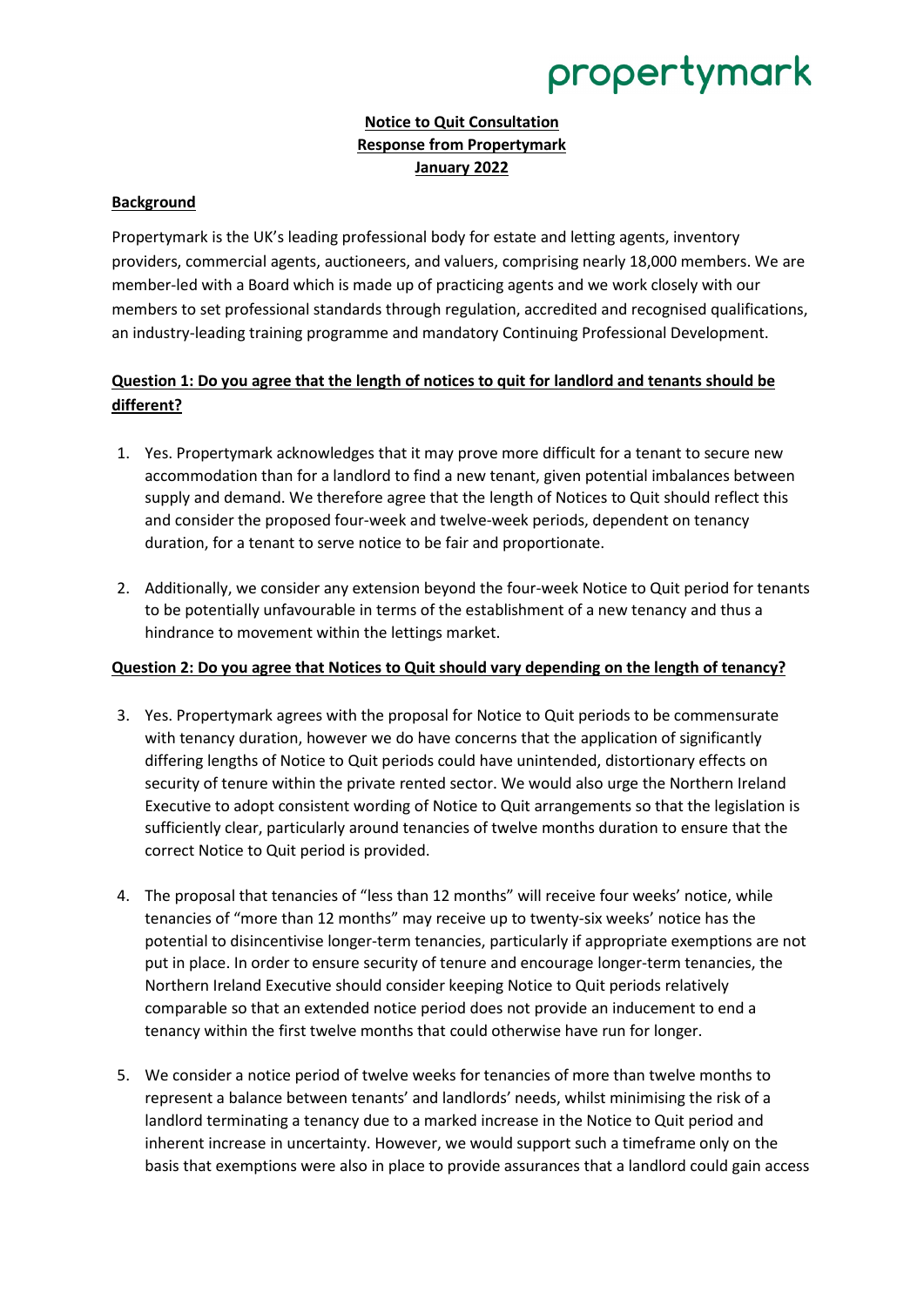propertymark

**Notice to Quit Consultation**
**Response from Propertymark**
**January 2022**

## Background

Propertymark is the UK's leading professional body for estate and letting agents, inventory providers, commercial agents, auctioneers, and valuers, comprising nearly 18,000 members. We are member-led with a Board which is made up of practicing agents and we work closely with our members to set professional standards through regulation, accredited and recognised qualifications, an industry-leading training programme and mandatory Continuing Professional Development.

## Question 1: Do you agree that the length of notices to quit for landlord and tenants should be different?

1. Yes. Propertymark acknowledges that it may prove more difficult for a tenant to secure new accommodation than for a landlord to find a new tenant, given potential imbalances between supply and demand. We therefore agree that the length of Notices to Quit should reflect this and consider the proposed four-week and twelve-week periods, dependent on tenancy duration, for a tenant to serve notice to be fair and proportionate.

2. Additionally, we consider any extension beyond the four-week Notice to Quit period for tenants to be potentially unfavourable in terms of the establishment of a new tenancy and thus a hindrance to movement within the lettings market.

## Question 2: Do you agree that Notices to Quit should vary depending on the length of tenancy?

3. Yes. Propertymark agrees with the proposal for Notice to Quit periods to be commensurate with tenancy duration, however we do have concerns that the application of significantly differing lengths of Notice to Quit periods could have unintended, distortionary effects on security of tenure within the private rented sector. We would also urge the Northern Ireland Executive to adopt consistent wording of Notice to Quit arrangements so that the legislation is sufficiently clear, particularly around tenancies of twelve months duration to ensure that the correct Notice to Quit period is provided.

4. The proposal that tenancies of "less than 12 months" will receive four weeks' notice, while tenancies of "more than 12 months" may receive up to twenty-six weeks' notice has the potential to disincentivise longer-term tenancies, particularly if appropriate exemptions are not put in place. In order to ensure security of tenure and encourage longer-term tenancies, the Northern Ireland Executive should consider keeping Notice to Quit periods relatively comparable so that an extended notice period does not provide an inducement to end a tenancy within the first twelve months that could otherwise have run for longer.

5. We consider a notice period of twelve weeks for tenancies of more than twelve months to represent a balance between tenants' and landlords' needs, whilst minimising the risk of a landlord terminating a tenancy due to a marked increase in the Notice to Quit period and inherent increase in uncertainty. However, we would support such a timeframe only on the basis that exemptions were also in place to provide assurances that a landlord could gain access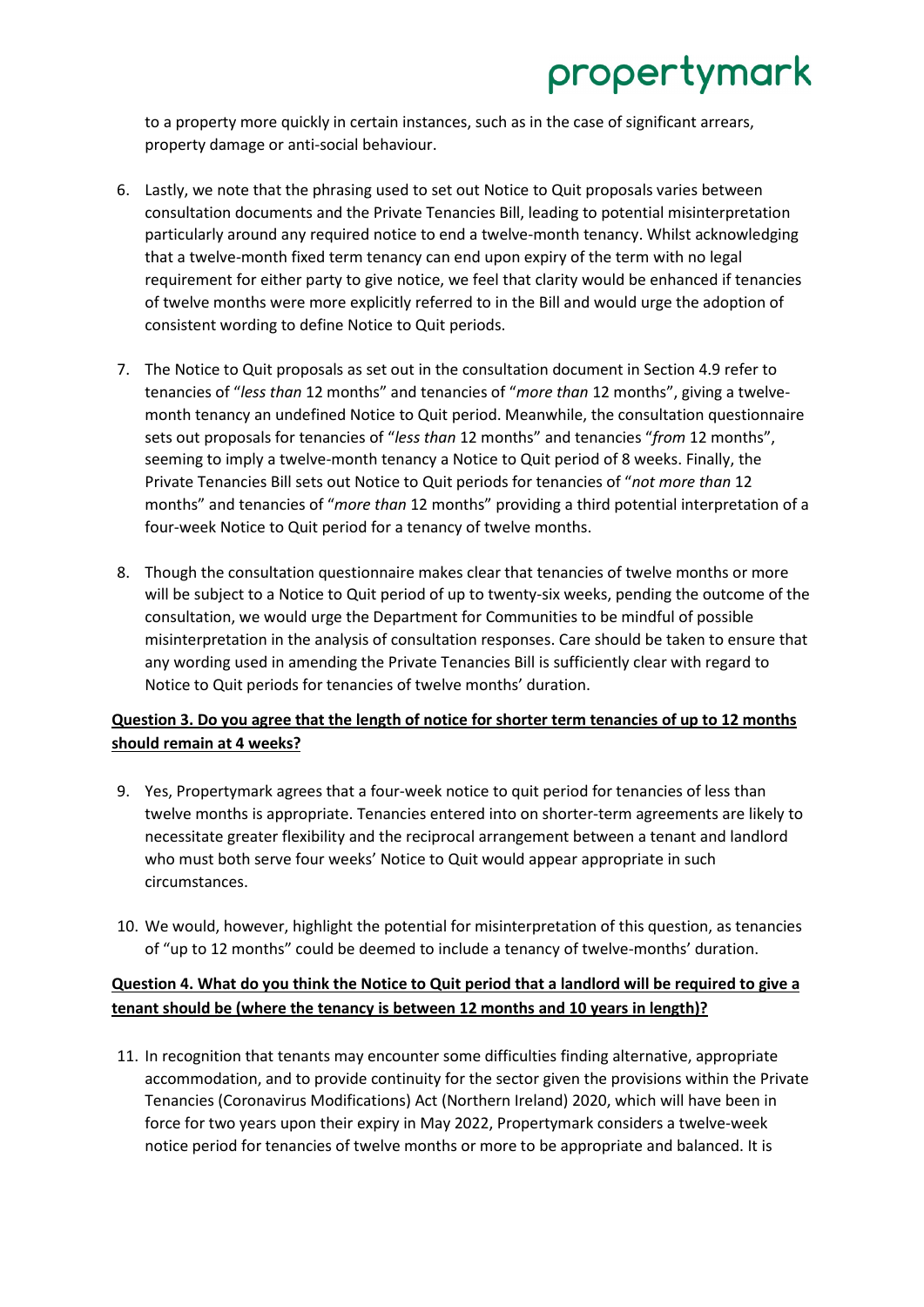to a property more quickly in certain instances, such as in the case of significant arrears, property damage or anti-social behaviour.

6. Lastly, we note that the phrasing used to set out Notice to Quit proposals varies between consultation documents and the Private Tenancies Bill, leading to potential misinterpretation particularly around any required notice to end a twelve-month tenancy. Whilst acknowledging that a twelve-month fixed term tenancy can end upon expiry of the term with no legal requirement for either party to give notice, we feel that clarity would be enhanced if tenancies of twelve months were more explicitly referred to in the Bill and would urge the adoption of consistent wording to define Notice to Quit periods.

7. The Notice to Quit proposals as set out in the consultation document in Section 4.9 refer to tenancies of "*less than* 12 months" and tenancies of "*more than* 12 months", giving a twelve-month tenancy an undefined Notice to Quit period. Meanwhile, the consultation questionnaire sets out proposals for tenancies of "*less than* 12 months" and tenancies "*from* 12 months", seeming to imply a twelve-month tenancy a Notice to Quit period of 8 weeks. Finally, the Private Tenancies Bill sets out Notice to Quit periods for tenancies of "*not more than* 12 months" and tenancies of "*more than* 12 months" providing a third potential interpretation of a four-week Notice to Quit period for a tenancy of twelve months.

8. Though the consultation questionnaire makes clear that tenancies of twelve months or more will be subject to a Notice to Quit period of up to twenty-six weeks, pending the outcome of the consultation, we would urge the Department for Communities to be mindful of possible misinterpretation in the analysis of consultation responses. Care should be taken to ensure that any wording used in amending the Private Tenancies Bill is sufficiently clear with regard to Notice to Quit periods for tenancies of twelve months' duration.

**<u>Question 3. Do you agree that the length of notice for shorter term tenancies of up to 12 months should remain at 4 weeks?</u>**

9. Yes, Propertymark agrees that a four-week notice to quit period for tenancies of less than twelve months is appropriate. Tenancies entered into on shorter-term agreements are likely to necessitate greater flexibility and the reciprocal arrangement between a tenant and landlord who must both serve four weeks' Notice to Quit would appear appropriate in such circumstances.

10. We would, however, highlight the potential for misinterpretation of this question, as tenancies of "up to 12 months" could be deemed to include a tenancy of twelve-months' duration.

**<u>Question 4. What do you think the Notice to Quit period that a landlord will be required to give a tenant should be (where the tenancy is between 12 months and 10 years in length)?</u>**

11. In recognition that tenants may encounter some difficulties finding alternative, appropriate accommodation, and to provide continuity for the sector given the provisions within the Private Tenancies (Coronavirus Modifications) Act (Northern Ireland) 2020, which will have been in force for two years upon their expiry in May 2022, Propertymark considers a twelve-week notice period for tenancies of twelve months or more to be appropriate and balanced. It is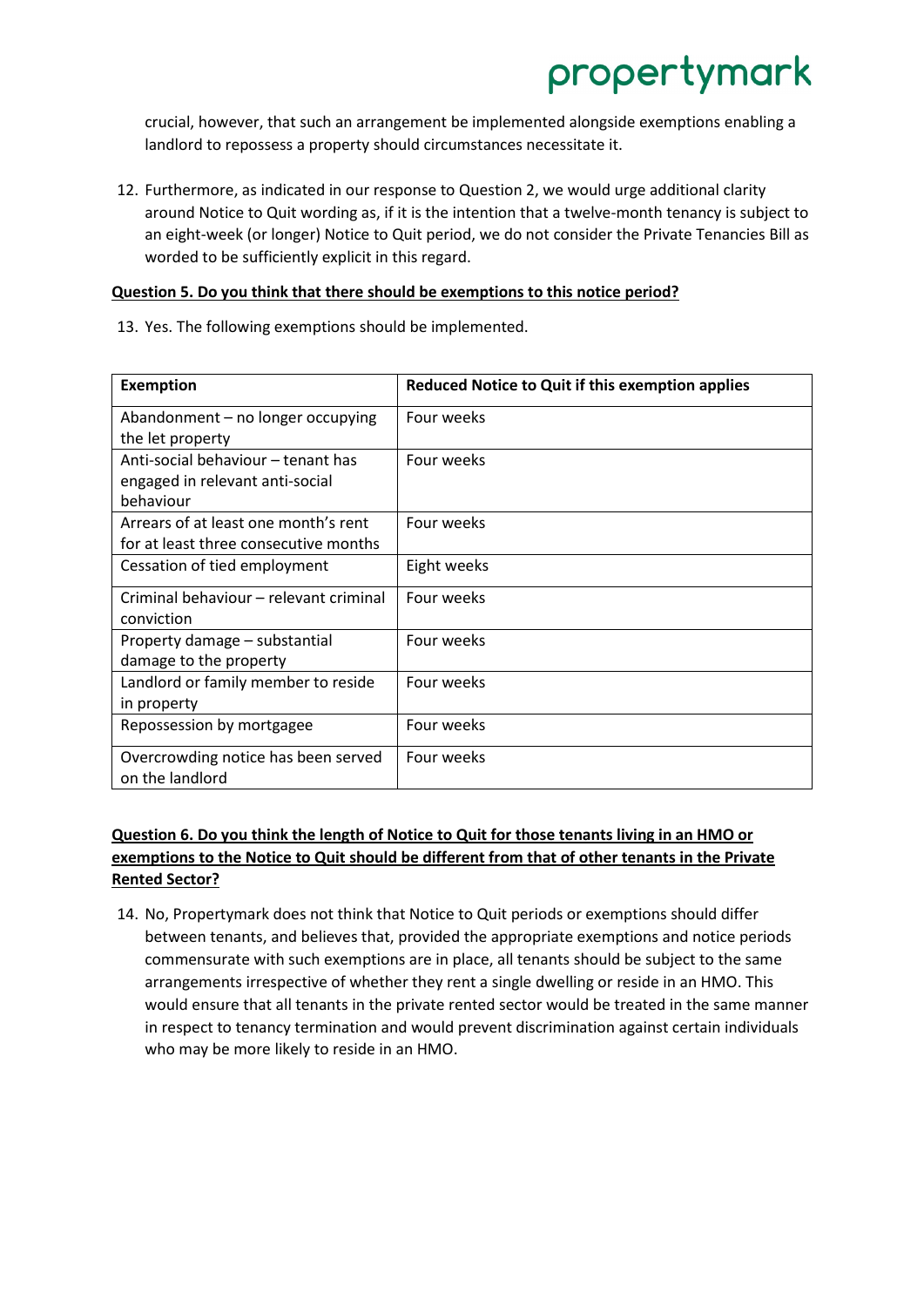crucial, however, that such an arrangement be implemented alongside exemptions enabling a landlord to repossess a property should circumstances necessitate it.

12. Furthermore, as indicated in our response to Question 2, we would urge additional clarity around Notice to Quit wording as, if it is the intention that a twelve-month tenancy is subject to an eight-week (or longer) Notice to Quit period, we do not consider the Private Tenancies Bill as worded to be sufficiently explicit in this regard.

**Question 5. Do you think that there should be exemptions to this notice period?**

13. Yes. The following exemptions should be implemented.

| Exemption | Reduced Notice to Quit if this exemption applies |
|---|---|
| Abandonment – no longer occupying the let property | Four weeks |
| Anti-social behaviour – tenant has engaged in relevant anti-social behaviour | Four weeks |
| Arrears of at least one month's rent for at least three consecutive months | Four weeks |
| Cessation of tied employment | Eight weeks |
| Criminal behaviour – relevant criminal conviction | Four weeks |
| Property damage – substantial damage to the property | Four weeks |
| Landlord or family member to reside in property | Four weeks |
| Repossession by mortgagee | Four weeks |
| Overcrowding notice has been served on the landlord | Four weeks |

**Question 6. Do you think the length of Notice to Quit for those tenants living in an HMO or exemptions to the Notice to Quit should be different from that of other tenants in the Private Rented Sector?**

14. No, Propertymark does not think that Notice to Quit periods or exemptions should differ between tenants, and believes that, provided the appropriate exemptions and notice periods commensurate with such exemptions are in place, all tenants should be subject to the same arrangements irrespective of whether they rent a single dwelling or reside in an HMO. This would ensure that all tenants in the private rented sector would be treated in the same manner in respect to tenancy termination and would prevent discrimination against certain individuals who may be more likely to reside in an HMO.